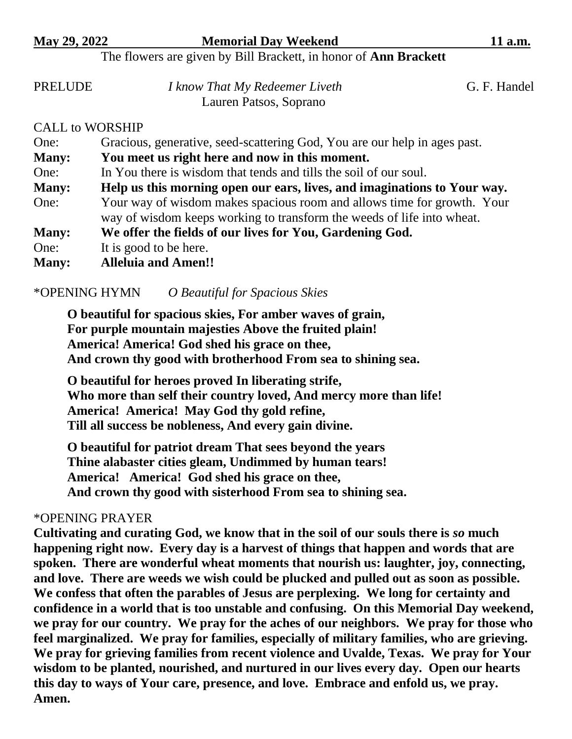**May 29, 2022 Memorial Day Weekend 11 a.m.**

The flowers are given by Bill Brackett, in honor of **Ann Brackett**

PRELUDE *I know That My Redeemer Liveth* G. F. Handel
Lauren Patsos, Soprano

CALL to WORSHIP

One: Gracious, generative, seed-scattering God, You are our help in ages past.

**Many: You meet us right here and now in this moment.**

One: In You there is wisdom that tends and tills the soil of our soul.

**Many: Help us this morning open our ears, lives, and imaginations to Your way.**

One: Your way of wisdom makes spacious room and allows time for growth. Your way of wisdom keeps working to transform the weeds of life into wheat.

**Many: We offer the fields of our lives for You, Gardening God.**

One: It is good to be here.

**Many: Alleluia and Amen!!**

*OPENING HYMN *O Beautiful for Spacious Skies*

**O beautiful for spacious skies, For amber waves of grain,
For purple mountain majesties Above the fruited plain!
America! America! God shed his grace on thee,
And crown thy good with brotherhood From sea to shining sea.**

**O beautiful for heroes proved In liberating strife,
Who more than self their country loved, And mercy more than life!
America! America! May God thy gold refine,
Till all success be nobleness, And every gain divine.**

**O beautiful for patriot dream That sees beyond the years
Thine alabaster cities gleam, Undimmed by human tears!
America! America! God shed his grace on thee,
And crown thy good with sisterhood From sea to shining sea.**

*OPENING PRAYER

**Cultivating and curating God, we know that in the soil of our souls there is *so* much happening right now. Every day is a harvest of things that happen and words that are spoken. There are wonderful wheat moments that nourish us: laughter, joy, connecting, and love. There are weeds we wish could be plucked and pulled out as soon as possible. We confess that often the parables of Jesus are perplexing. We long for certainty and confidence in a world that is too unstable and confusing. On this Memorial Day weekend, we pray for our country. We pray for the aches of our neighbors. We pray for those who feel marginalized. We pray for families, especially of military families, who are grieving. We pray for grieving families from recent violence and Uvalde, Texas. We pray for Your wisdom to be planted, nourished, and nurtured in our lives every day. Open our hearts this day to ways of Your care, presence, and love. Embrace and enfold us, we pray. Amen.**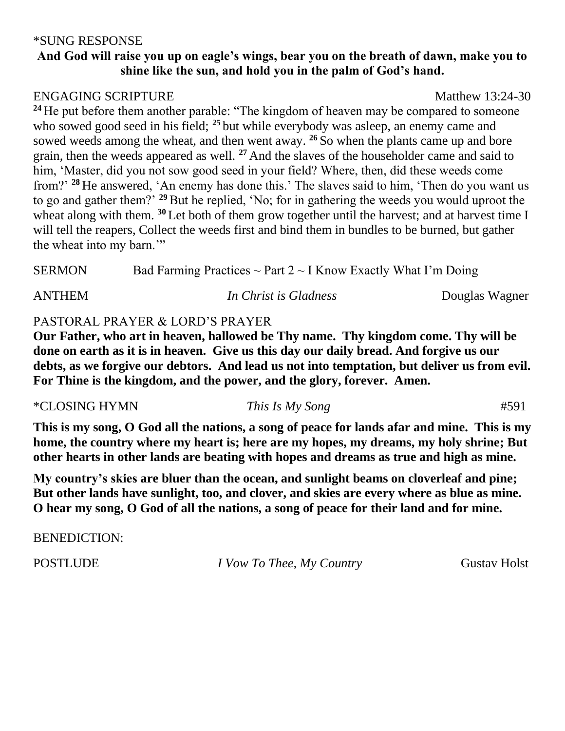*SUNG RESPONSE

**And God will raise you up on eagle's wings, bear you on the breath of dawn, make you to shine like the sun, and hold you in the palm of God's hand.**

ENGAGING SCRIPTURE Matthew 13:24-30

24 He put before them another parable: "The kingdom of heaven may be compared to someone who sowed good seed in his field; 25 but while everybody was asleep, an enemy came and sowed weeds among the wheat, and then went away. 26 So when the plants came up and bore grain, then the weeds appeared as well. 27 And the slaves of the householder came and said to him, 'Master, did you not sow good seed in your field? Where, then, did these weeds come from?' 28 He answered, 'An enemy has done this.' The slaves said to him, 'Then do you want us to go and gather them?' 29 But he replied, 'No; for in gathering the weeds you would uproot the wheat along with them. 30 Let both of them grow together until the harvest; and at harvest time I will tell the reapers, Collect the weeds first and bind them in bundles to be burned, but gather the wheat into my barn.'"

SERMON Bad Farming Practices ~ Part 2 ~ I Know Exactly What I'm Doing

ANTHEM *In Christ is Gladness* Douglas Wagner

PASTORAL PRAYER & LORD'S PRAYER

**Our Father, who art in heaven, hallowed be Thy name. Thy kingdom come. Thy will be done on earth as it is in heaven. Give us this day our daily bread. And forgive us our debts, as we forgive our debtors. And lead us not into temptation, but deliver us from evil. For Thine is the kingdom, and the power, and the glory, forever. Amen.**

*CLOSING HYMN *This Is My Song* #591

**This is my song, O God all the nations, a song of peace for lands afar and mine. This is my home, the country where my heart is; here are my hopes, my dreams, my holy shrine; But other hearts in other lands are beating with hopes and dreams as true and high as mine.**

**My country's skies are bluer than the ocean, and sunlight beams on cloverleaf and pine; But other lands have sunlight, too, and clover, and skies are every where as blue as mine. O hear my song, O God of all the nations, a song of peace for their land and for mine.**

BENEDICTION:

POSTLUDE *I Vow To Thee, My Country* Gustav Holst